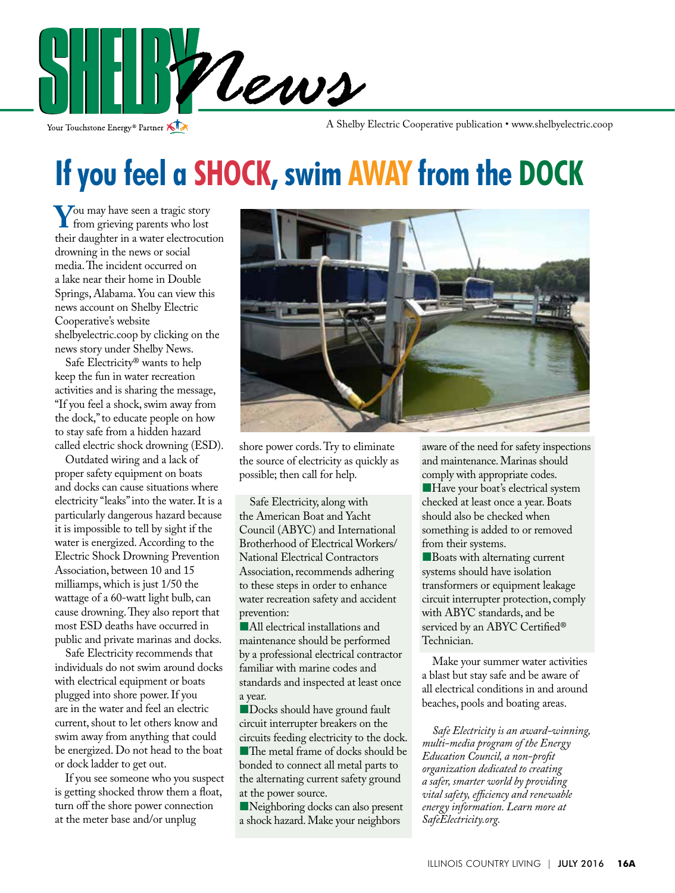# SHELBY News

Your Touchstone Energy® Partner

A Shelby Electric Cooperative publication • www.shelbyelectric.coop

# If you feel a SHOCK, swim AWAY from the DOCK

You may have seen a tragic story from grieving parents who lost their daughter in a water electrocution drowning in the news or social media. The incident occurred on a lake near their home in Double Springs, Alabama. You can view this news account on Shelby Electric Cooperative's website shelbyelectric.coop by clicking on the news story under Shelby News.

Safe Electricity® wants to help keep the fun in water recreation activities and is sharing the message, "If you feel a shock, swim away from the dock," to educate people on how to stay safe from a hidden hazard called electric shock drowning (ESD).

Outdated wiring and a lack of proper safety equipment on boats and docks can cause situations where electricity "leaks" into the water. It is a particularly dangerous hazard because it is impossible to tell by sight if the water is energized. According to the Electric Shock Drowning Prevention Association, between 10 and 15 milliamps, which is just 1/50 the wattage of a 60-watt light bulb, can cause drowning. They also report that most ESD deaths have occurred in public and private marinas and docks.

Safe Electricity recommends that individuals do not swim around docks with electrical equipment or boats plugged into shore power. If you are in the water and feel an electric current, shout to let others know and swim away from anything that could be energized. Do not head to the boat or dock ladder to get out.

If you see someone who you suspect is getting shocked throw them a float, turn off the shore power connection at the meter base and/or unplug shore power cords. Try to eliminate the source of electricity as quickly as possible; then call for help.

Safe Electricity, along with the American Boat and Yacht Council (ABYC) and International Brotherhood of Electrical Workers/National Electrical Contractors Association, recommends adhering to these steps in order to enhance water recreation safety and accident prevention:

- All electrical installations and maintenance should be performed by a professional electrical contractor familiar with marine codes and standards and inspected at least once a year.
- Docks should have ground fault circuit interrupter breakers on the circuits feeding electricity to the dock.
- The metal frame of docks should be bonded to connect all metal parts to the alternating current safety ground at the power source.
- Neighboring docks can also present a shock hazard. Make your neighbors aware of the need for safety inspections and maintenance. Marinas should comply with appropriate codes.
- Have your boat's electrical system checked at least once a year. Boats should also be checked when something is added to or removed from their systems.
- Boats with alternating current systems should have isolation transformers or equipment leakage circuit interrupter protection, comply with ABYC standards, and be serviced by an ABYC Certified® Technician.

Make your summer water activities a blast but stay safe and be aware of all electrical conditions in and around beaches, pools and boating areas.

*Safe Electricity is an award-winning, multi-media program of the Energy Education Council, a non-profit organization dedicated to creating a safer, smarter world by providing vital safety, efficiency and renewable energy information. Learn more at SafeElectricity.org.*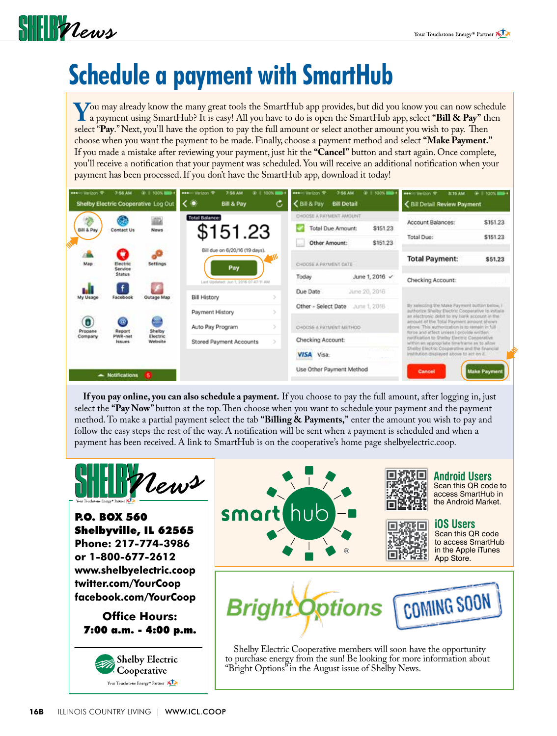# Schedule a payment with SmartHub

You may already know the many great tools the SmartHub app provides, but did you know you can now schedule a payment using SmartHub? It is easy! All you have to do is open the SmartHub app, select **"Bill & Pay"** then select **"Pay."** Next, you'll have the option to pay the full amount or select another amount you wish to pay. Then choose when you want the payment to be made. Finally, choose a payment method and select **"Make Payment."** If you made a mistake after reviewing your payment, just hit the **"Cancel"** button and start again. Once complete, you'll receive a notification that your payment was scheduled. You will receive an additional notification when your payment has been processed. If you don't have the SmartHub app, download it today!

**If you pay online, you can also schedule a payment.** If you choose to pay the full amount, after logging in, just select the **"Pay Now"** button at the top. Then choose when you want to schedule your payment and the payment method. To make a partial payment select the tab **"Billing & Payments,"** enter the amount you wish to pay and follow the easy steps the rest of the way. A notification will be sent when a payment is scheduled and when a payment has been received. A link to SmartHub is on the cooperative's home page shelbyelectric.coop.

**Shelby News**

Your Touchstone Energy® Partner

**P.O. BOX 560**
**Shelbyville, IL 62565**
**Phone: 217-774-3986**
**or 1-800-677-2612**
**www.shelbyelectric.coop**
**twitter.com/YourCoop**
**facebook.com/YourCoop**

**Office Hours:**
**7:00 a.m. - 4:00 p.m.**

Shelby Electric Cooperative
Your Touchstone Energy® Partner

smart hub®

## Android Users

Scan this QR code to access SmartHub in the Android Market.

## iOS Users

Scan this QR code to access SmartHub in the Apple iTunes App Store.

## Bright Options — COMING SOON

Shelby Electric Cooperative members will soon have the opportunity to purchase energy from the sun! Be looking for more information about "Bright Options" in the August issue of Shelby News.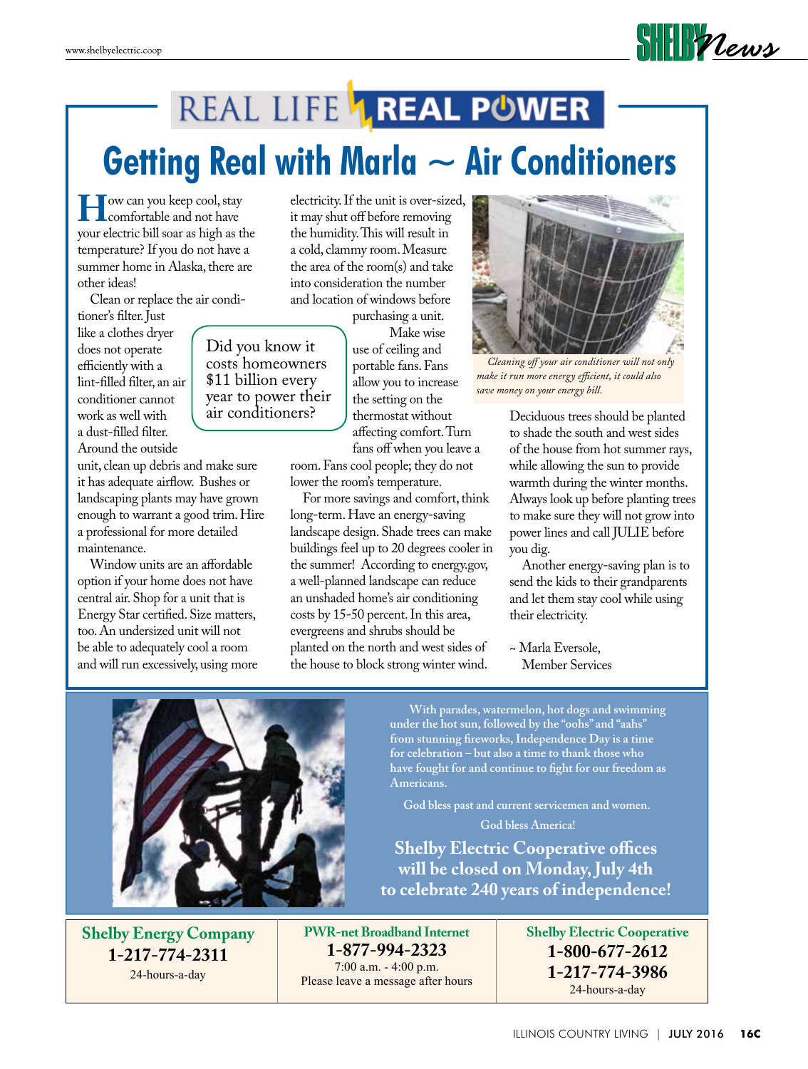REAL LIFE REAL POWER

# Getting Real with Marla ~ Air Conditioners

How can you keep cool, stay comfortable and not have your electric bill soar as high as the temperature? If you do not have a summer home in Alaska, there are other ideas!

Clean or replace the air conditioner's filter. Just like a clothes dryer does not operate efficiently with a lint-filled filter, an air conditioner cannot work as well with a dust-filled filter. Around the outside unit, clean up debris and make sure it has adequate airflow. Bushes or landscaping plants may have grown enough to warrant a good trim. Hire a professional for more detailed maintenance.

> Did you know it costs homeowners $11 billion every year to power their air conditioners?

Window units are an affordable option if your home does not have central air. Shop for a unit that is Energy Star certified. Size matters, too. An undersized unit will not be able to adequately cool a room and will run excessively, using more electricity. If the unit is over-sized, it may shut off before removing the humidity. This will result in a cold, clammy room. Measure the area of the room(s) and take into consideration the number and location of windows before purchasing a unit.

Make wise use of ceiling and portable fans. Fans allow you to increase the setting on the thermostat without affecting comfort. Turn fans off when you leave a room. Fans cool people; they do not lower the room's temperature.

For more savings and comfort, think long-term. Have an energy-saving landscape design. Shade trees can make buildings feel up to 20 degrees cooler in the summer! According to energy.gov, a well-planned landscape can reduce an unshaded home's air conditioning costs by 15-50 percent. In this area, evergreens and shrubs should be planted on the north and west sides of the house to block strong winter wind.

*Cleaning off your air conditioner will not only make it run more energy efficient, it could also save money on your energy bill.*

Deciduous trees should be planted to shade the south and west sides of the house from hot summer rays, while allowing the sun to provide warmth during the winter months. Always look up before planting trees to make sure they will not grow into power lines and call JULIE before you dig.

Another energy-saving plan is to send the kids to their grandparents and let them stay cool while using their electricity.

~ Marla Eversole,
Member Services

---

With parades, watermelon, hot dogs and swimming under the hot sun, followed by the "oohs" and "aahs" from stunning fireworks, Independence Day is a time for celebration – but also a time to thank those who have fought for and continue to fight for our freedom as Americans.

God bless past and current servicemen and women.

God bless America!

**Shelby Electric Cooperative offices will be closed on Monday, July 4th to celebrate 240 years of independence!**

---

| **Shelby Energy Company** | **PWR-net Broadband Internet** | **Shelby Electric Cooperative** |
|---|---|---|
| **1-217-774-2311** | **1-877-994-2323** | **1-800-677-2612** |
| 24-hours-a-day | 7:00 a.m. - 4:00 p.m. | **1-217-774-3986** |
| | Please leave a message after hours | 24-hours-a-day |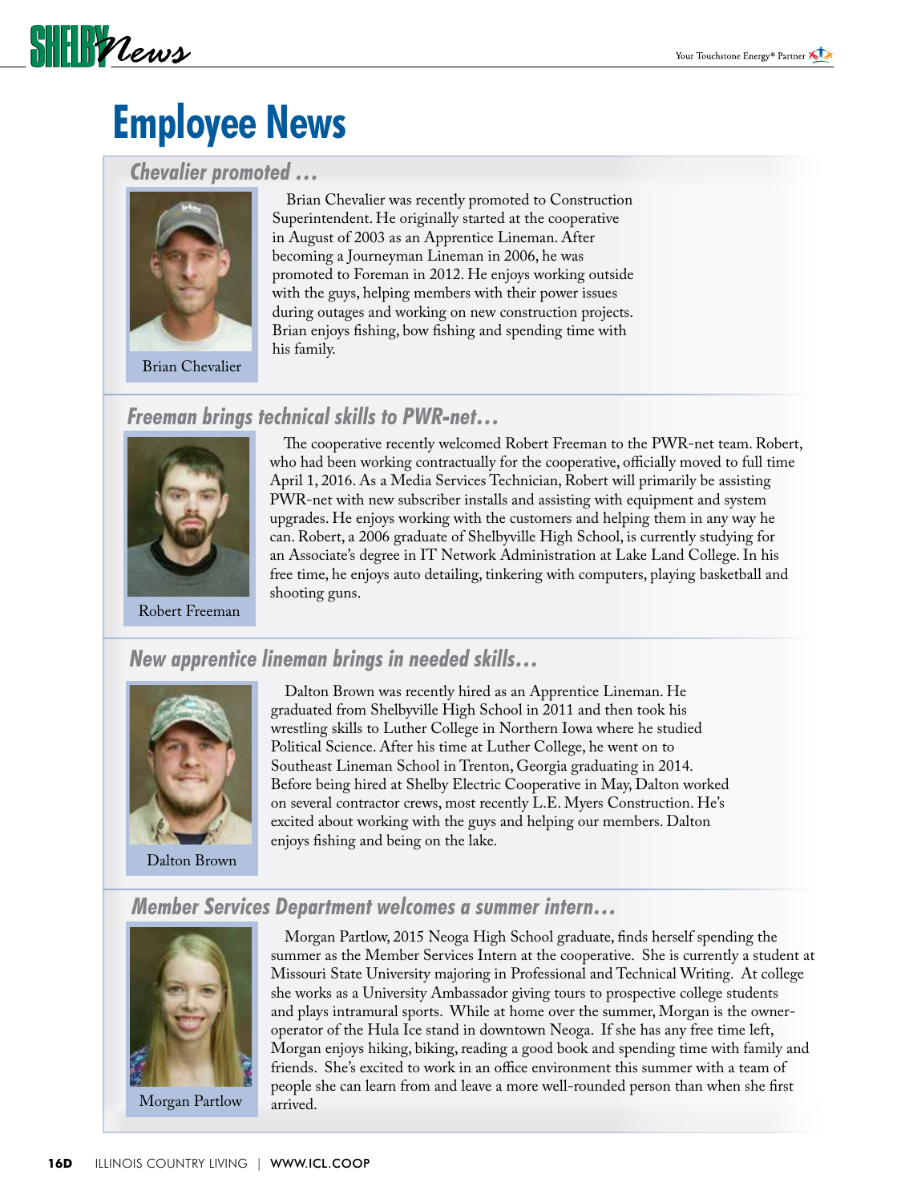# Employee News

## *Chevalier promoted …*

Brian Chevalier

Brian Chevalier was recently promoted to Construction Superintendent. He originally started at the cooperative in August of 2003 as an Apprentice Lineman. After becoming a Journeyman Lineman in 2006, he was promoted to Foreman in 2012. He enjoys working outside with the guys, helping members with their power issues during outages and working on new construction projects. Brian enjoys fishing, bow fishing and spending time with his family.

## *Freeman brings technical skills to PWR-net…*

Robert Freeman

The cooperative recently welcomed Robert Freeman to the PWR-net team. Robert, who had been working contractually for the cooperative, officially moved to full time April 1, 2016. As a Media Services Technician, Robert will primarily be assisting PWR-net with new subscriber installs and assisting with equipment and system upgrades. He enjoys working with the customers and helping them in any way he can. Robert, a 2006 graduate of Shelbyville High School, is currently studying for an Associate's degree in IT Network Administration at Lake Land College. In his free time, he enjoys auto detailing, tinkering with computers, playing basketball and shooting guns.

## *New apprentice lineman brings in needed skills…*

Dalton Brown

Dalton Brown was recently hired as an Apprentice Lineman. He graduated from Shelbyville High School in 2011 and then took his wrestling skills to Luther College in Northern Iowa where he studied Political Science. After his time at Luther College, he went on to Southeast Lineman School in Trenton, Georgia graduating in 2014. Before being hired at Shelby Electric Cooperative in May, Dalton worked on several contractor crews, most recently L.E. Myers Construction. He's excited about working with the guys and helping our members. Dalton enjoys fishing and being on the lake.

## *Member Services Department welcomes a summer intern…*

Morgan Partlow

Morgan Partlow, 2015 Neoga High School graduate, finds herself spending the summer as the Member Services Intern at the cooperative. She is currently a student at Missouri State University majoring in Professional and Technical Writing. At college she works as a University Ambassador giving tours to prospective college students and plays intramural sports. While at home over the summer, Morgan is the owner-operator of the Hula Ice stand in downtown Neoga. If she has any free time left, Morgan enjoys hiking, biking, reading a good book and spending time with family and friends. She's excited to work in an office environment this summer with a team of people she can learn from and leave a more well-rounded person than when she first arrived.